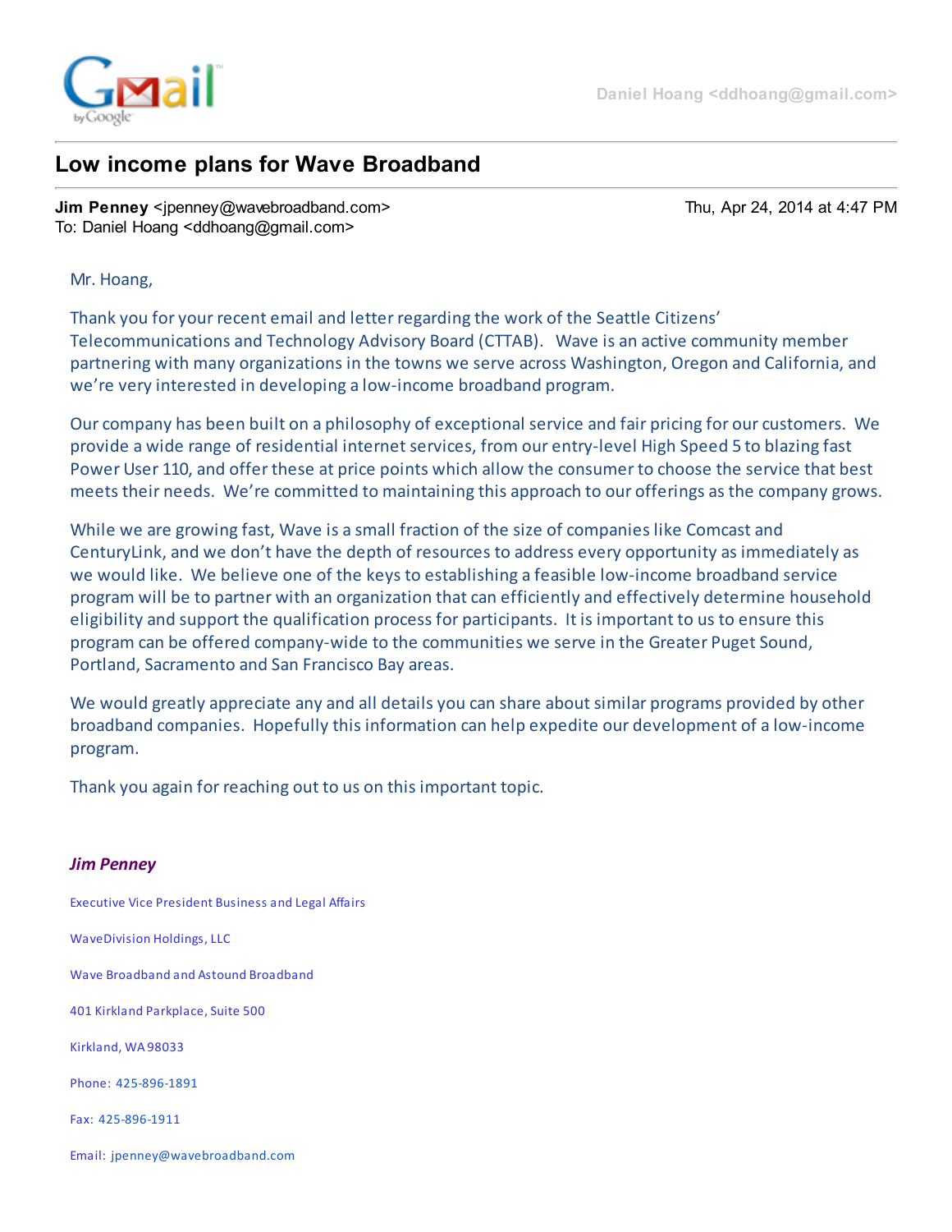Daniel Hoang <ddhoang@gmail.com>

# Low income plans for Wave Broadband

**Jim Penney** <jpenney@wavebroadband.com> Thu, Apr 24, 2014 at 4:47 PM
To: Daniel Hoang <ddhoang@gmail.com>

Mr. Hoang,

Thank you for your recent email and letter regarding the work of the Seattle Citizens' Telecommunications and Technology Advisory Board (CTTAB). Wave is an active community member partnering with many organizations in the towns we serve across Washington, Oregon and California, and we're very interested in developing a low-income broadband program.

Our company has been built on a philosophy of exceptional service and fair pricing for our customers. We provide a wide range of residential internet services, from our entry-level High Speed 5 to blazing fast Power User 110, and offer these at price points which allow the consumer to choose the service that best meets their needs. We're committed to maintaining this approach to our offerings as the company grows.

While we are growing fast, Wave is a small fraction of the size of companies like Comcast and CenturyLink, and we don't have the depth of resources to address every opportunity as immediately as we would like. We believe one of the keys to establishing a feasible low-income broadband service program will be to partner with an organization that can efficiently and effectively determine household eligibility and support the qualification process for participants. It is important to us to ensure this program can be offered company-wide to the communities we serve in the Greater Puget Sound, Portland, Sacramento and San Francisco Bay areas.

We would greatly appreciate any and all details you can share about similar programs provided by other broadband companies. Hopefully this information can help expedite our development of a low-income program.

Thank you again for reaching out to us on this important topic.

***Jim Penney***

Executive Vice President Business and Legal Affairs

WaveDivision Holdings, LLC

Wave Broadband and Astound Broadband

401 Kirkland Parkplace, Suite 500

Kirkland, WA 98033

Phone: 425-896-1891

Fax: 425-896-1911

Email: jpenney@wavebroadband.com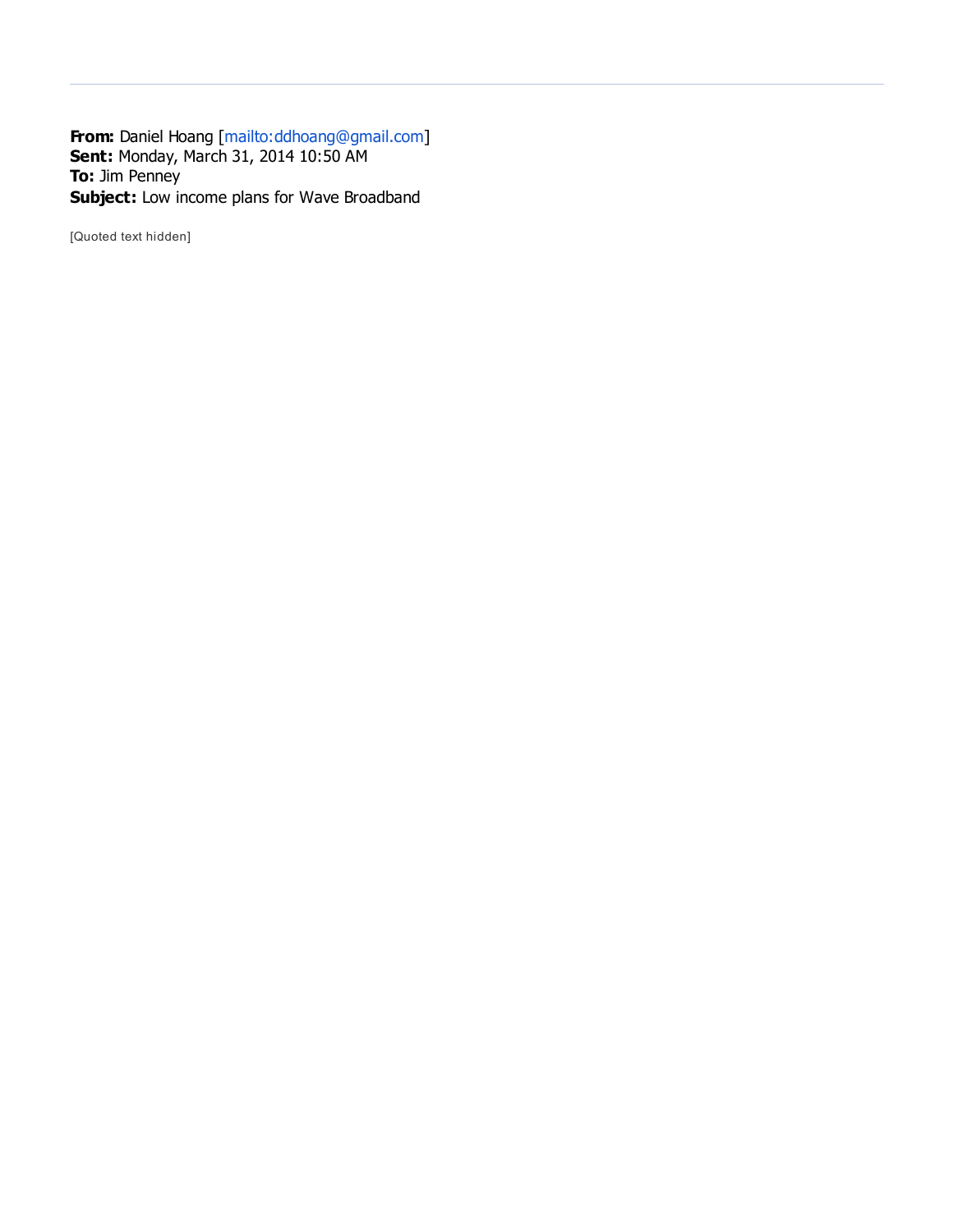**From:** Daniel Hoang [mailto:ddhoang@gmail.com]
**Sent:** Monday, March 31, 2014 10:50 AM
**To:** Jim Penney
**Subject:** Low income plans for Wave Broadband

[Quoted text hidden]